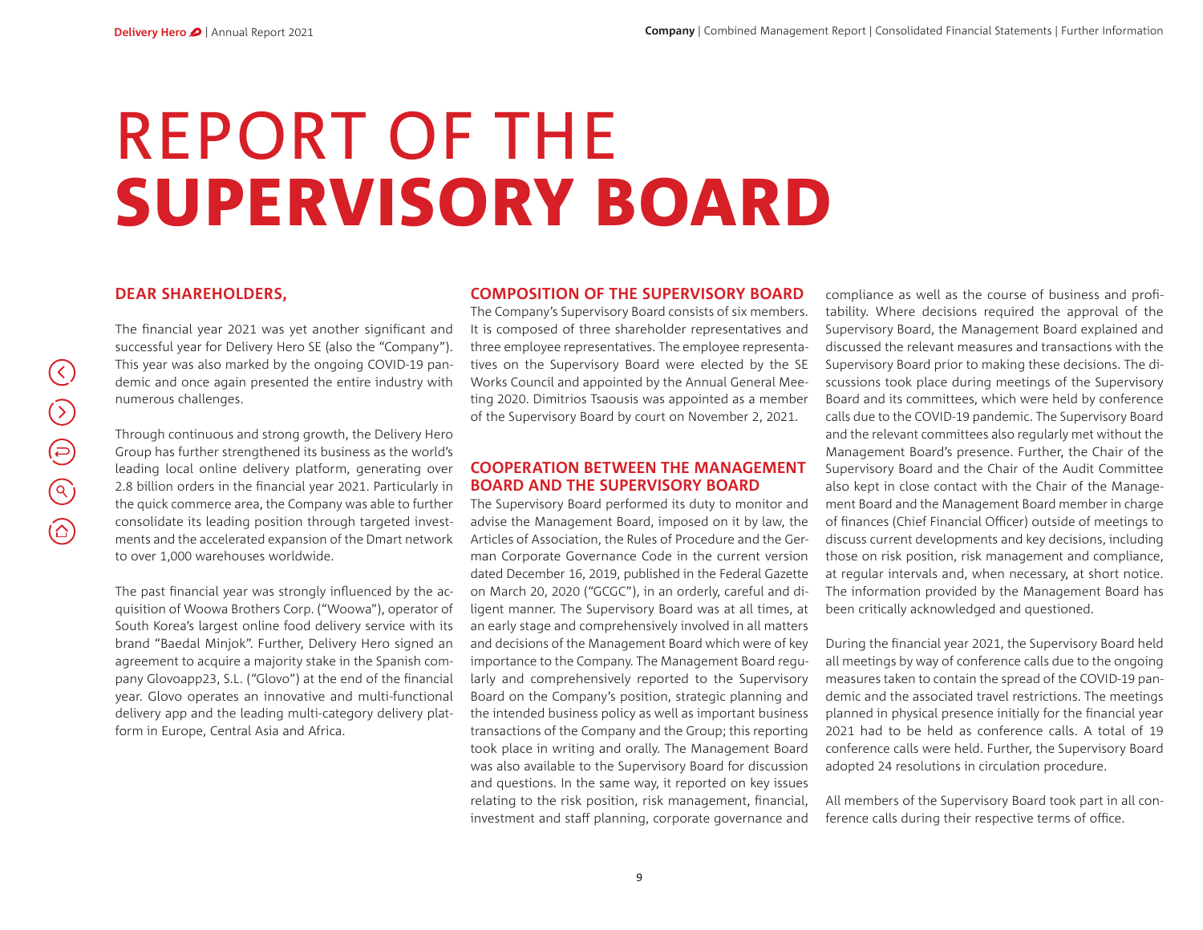# REPORT OF THE SUPERVISORY BOARD

## DEAR SHAREHOLDERS,

The financial year 2021 was yet another significant and successful year for Delivery Hero SE (also the "Company"). This year was also marked by the ongoing COVID-19 pandemic and once again presented the entire industry with numerous challenges.

Through continuous and strong growth, the Delivery Hero Group has further strengthened its business as the world's leading local online delivery platform, generating over 2.8 billion orders in the financial year 2021. Particularly in the quick commerce area, the Company was able to further consolidate its leading position through targeted investments and the accelerated expansion of the Dmart network to over 1,000 warehouses worldwide.

The past financial year was strongly influenced by the acquisition of Woowa Brothers Corp. ("Woowa"), operator of South Korea's largest online food delivery service with its brand "Baedal Minjok". Further, Delivery Hero signed an agreement to acquire a majority stake in the Spanish company Glovoapp23, S.L. ("Glovo") at the end of the financial year. Glovo operates an innovative and multi-functional delivery app and the leading multi-category delivery platform in Europe, Central Asia and Africa.

## COMPOSITION OF THE SUPERVISORY BOARD

The Company's Supervisory Board consists of six members. It is composed of three shareholder representatives and three employee representatives. The employee representatives on the Supervisory Board were elected by the SE Works Council and appointed by the Annual General Meeting 2020. Dimitrios Tsaousis was appointed as a member of the Supervisory Board by court on November 2, 2021.

## COOPERATION BETWEEN THE MANAGEMENT BOARD AND THE SUPERVISORY BOARD

The Supervisory Board performed its duty to monitor and advise the Management Board, imposed on it by law, the Articles of Association, the Rules of Procedure and the German Corporate Governance Code in the current version dated December 16, 2019, published in the Federal Gazette on March 20, 2020 ("GCGC"), in an orderly, careful and diligent manner. The Supervisory Board was at all times, at an early stage and comprehensively involved in all matters and decisions of the Management Board which were of key importance to the Company. The Management Board regularly and comprehensively reported to the Supervisory Board on the Company's position, strategic planning and the intended business policy as well as important business transactions of the Company and the Group; this reporting took place in writing and orally. The Management Board was also available to the Supervisory Board for discussion and questions. In the same way, it reported on key issues relating to the risk position, risk management, financial, investment and staff planning, corporate governance and compliance as well as the course of business and profitability. Where decisions required the approval of the Supervisory Board, the Management Board explained and discussed the relevant measures and transactions with the Supervisory Board prior to making these decisions. The discussions took place during meetings of the Supervisory Board and its committees, which were held by conference calls due to the COVID-19 pandemic. The Supervisory Board and the relevant committees also regularly met without the Management Board's presence. Further, the Chair of the Supervisory Board and the Chair of the Audit Committee also kept in close contact with the Chair of the Management Board and the Management Board member in charge of finances (Chief Financial Officer) outside of meetings to discuss current developments and key decisions, including those on risk position, risk management and compliance, at regular intervals and, when necessary, at short notice. The information provided by the Management Board has been critically acknowledged and questioned.

During the financial year 2021, the Supervisory Board held all meetings by way of conference calls due to the ongoing measures taken to contain the spread of the COVID-19 pandemic and the associated travel restrictions. The meetings planned in physical presence initially for the financial year 2021 had to be held as conference calls. A total of 19 conference calls were held. Further, the Supervisory Board adopted 24 resolutions in circulation procedure.

All members of the Supervisory Board took part in all conference calls during their respective terms of office.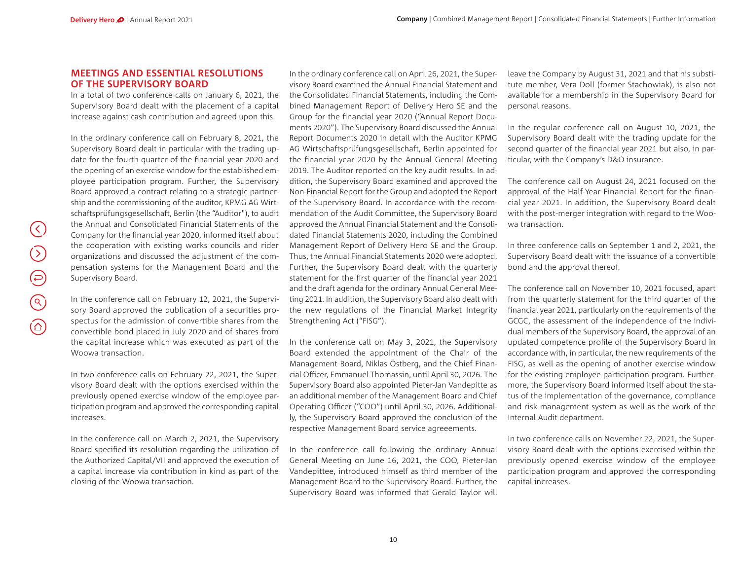## MEETINGS AND ESSENTIAL RESOLUTIONS OF THE SUPERVISORY BOARD

In a total of two conference calls on January 6, 2021, the Supervisory Board dealt with the placement of a capital increase against cash contribution and agreed upon this.

In the ordinary conference call on February 8, 2021, the Supervisory Board dealt in particular with the trading update for the fourth quarter of the financial year 2020 and the opening of an exercise window for the established employee participation program. Further, the Supervisory Board approved a contract relating to a strategic partnership and the commissioning of the auditor, KPMG AG Wirtschaftsprüfungsgesellschaft, Berlin (the "Auditor"), to audit the Annual and Consolidated Financial Statements of the Company for the financial year 2020, informed itself about the cooperation with existing works councils and rider organizations and discussed the adjustment of the compensation systems for the Management Board and the Supervisory Board.

In the conference call on February 12, 2021, the Supervisory Board approved the publication of a securities prospectus for the admission of convertible shares from the convertible bond placed in July 2020 and of shares from the capital increase which was executed as part of the Woowa transaction.

In two conference calls on February 22, 2021, the Supervisory Board dealt with the options exercised within the previously opened exercise window of the employee participation program and approved the corresponding capital increases.

In the conference call on March 2, 2021, the Supervisory Board specified its resolution regarding the utilization of the Authorized Capital/VII and approved the execution of a capital increase via contribution in kind as part of the closing of the Woowa transaction.

In the ordinary conference call on April 26, 2021, the Supervisory Board examined the Annual Financial Statement and the Consolidated Financial Statements, including the Combined Management Report of Delivery Hero SE and the Group for the financial year 2020 ("Annual Report Documents 2020"). The Supervisory Board discussed the Annual Report Documents 2020 in detail with the Auditor KPMG AG Wirtschaftsprüfungsgesellschaft, Berlin appointed for the financial year 2020 by the Annual General Meeting 2019. The Auditor reported on the key audit results. In addition, the Supervisory Board examined and approved the Non-Financial Report for the Group and adopted the Report of the Supervisory Board. In accordance with the recommendation of the Audit Committee, the Supervisory Board approved the Annual Financial Statement and the Consolidated Financial Statements 2020, including the Combined Management Report of Delivery Hero SE and the Group. Thus, the Annual Financial Statements 2020 were adopted. Further, the Supervisory Board dealt with the quarterly statement for the first quarter of the financial year 2021 and the draft agenda for the ordinary Annual General Meeting 2021. In addition, the Supervisory Board also dealt with the new regulations of the Financial Market Integrity Strengthening Act ("FISG").

In the conference call on May 3, 2021, the Supervisory Board extended the appointment of the Chair of the Management Board, Niklas Östberg, and the Chief Financial Officer, Emmanuel Thomassin, until April 30, 2026. The Supervisory Board also appointed Pieter-Jan Vandepitte as an additional member of the Management Board and Chief Operating Officer ("COO") until April 30, 2026. Additionally, the Supervisory Board approved the conclusion of the respective Management Board service agreeements.

In the conference call following the ordinary Annual General Meeting on June 16, 2021, the COO, Pieter-Jan Vandepitte, introduced himself as third member of the Management Board to the Supervisory Board. Further, the Supervisory Board was informed that Gerald Taylor will leave the Company by August 31, 2021 and that his substitute member, Vera Doll (former Stachowiak), is also not available for a membership in the Supervisory Board for personal reasons.

In the regular conference call on August 10, 2021, the Supervisory Board dealt with the trading update for the second quarter of the financial year 2021 but also, in particular, with the Company's D&O insurance.

The conference call on August 24, 2021 focused on the approval of the Half-Year Financial Report for the financial year 2021. In addition, the Supervisory Board dealt with the post-merger integration with regard to the Woowa transaction.

In three conference calls on September 1 and 2, 2021, the Supervisory Board dealt with the issuance of a convertible bond and the approval thereof.

The conference call on November 10, 2021 focused, apart from the quarterly statement for the third quarter of the financial year 2021, particularly on the requirements of the GCGC, the assessment of the independence of the individual members of the Supervisory Board, the approval of an updated competence profile of the Supervisory Board in accordance with, in particular, the new requirements of the FISG, as well as the opening of another exercise window for the existing employee participation program. Furthermore, the Supervisory Board informed itself about the status of the implementation of the governance, compliance and risk management system as well as the work of the Internal Audit department.

In two conference calls on November 22, 2021, the Supervisory Board dealt with the options exercised within the previously opened exercise window of the employee participation program and approved the corresponding capital increases.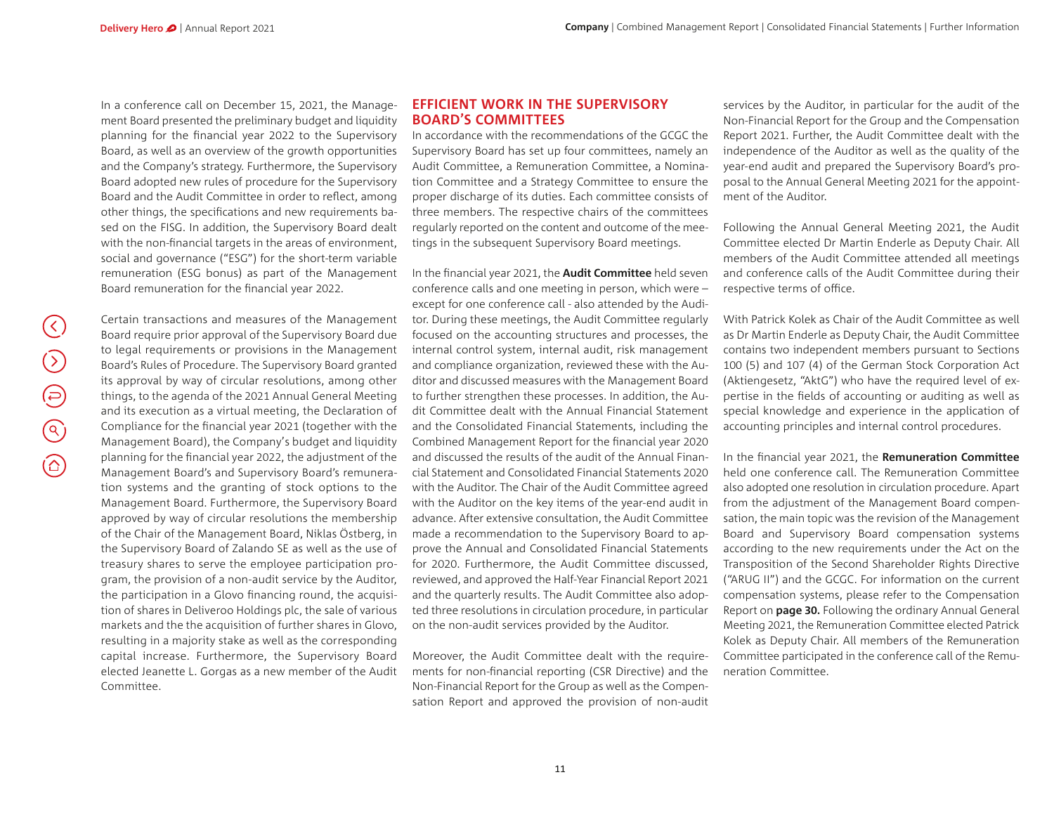In a conference call on December 15, 2021, the Management Board presented the preliminary budget and liquidity planning for the financial year 2022 to the Supervisory Board, as well as an overview of the growth opportunities and the Company's strategy. Furthermore, the Supervisory Board adopted new rules of procedure for the Supervisory Board and the Audit Committee in order to reflect, among other things, the specifications and new requirements based on the FISG. In addition, the Supervisory Board dealt with the non-financial targets in the areas of environment, social and governance ("ESG") for the short-term variable remuneration (ESG bonus) as part of the Management Board remuneration for the financial year 2022.

Certain transactions and measures of the Management Board require prior approval of the Supervisory Board due to legal requirements or provisions in the Management Board's Rules of Procedure. The Supervisory Board granted its approval by way of circular resolutions, among other things, to the agenda of the 2021 Annual General Meeting and its execution as a virtual meeting, the Declaration of Compliance for the financial year 2021 (together with the Management Board), the Company's budget and liquidity planning for the financial year 2022, the adjustment of the Management Board's and Supervisory Board's remuneration systems and the granting of stock options to the Management Board. Furthermore, the Supervisory Board approved by way of circular resolutions the membership of the Chair of the Management Board, Niklas Östberg, in the Supervisory Board of Zalando SE as well as the use of treasury shares to serve the employee participation program, the provision of a non-audit service by the Auditor, the participation in a Glovo financing round, the acquisition of shares in Deliveroo Holdings plc, the sale of various markets and the the acquisition of further shares in Glovo, resulting in a majority stake as well as the corresponding capital increase. Furthermore, the Supervisory Board elected Jeanette L. Gorgas as a new member of the Audit Committee.

## EFFICIENT WORK IN THE SUPERVISORY BOARD'S COMMITTEES

In accordance with the recommendations of the GCGC the Supervisory Board has set up four committees, namely an Audit Committee, a Remuneration Committee, a Nomination Committee and a Strategy Committee to ensure the proper discharge of its duties. Each committee consists of three members. The respective chairs of the committees regularly reported on the content and outcome of the meetings in the subsequent Supervisory Board meetings.

In the financial year 2021, the **Audit Committee** held seven conference calls and one meeting in person, which were – except for one conference call - also attended by the Auditor. During these meetings, the Audit Committee regularly focused on the accounting structures and processes, the internal control system, internal audit, risk management and compliance organization, reviewed these with the Auditor and discussed measures with the Management Board to further strengthen these processes. In addition, the Audit Committee dealt with the Annual Financial Statement and the Consolidated Financial Statements, including the Combined Management Report for the financial year 2020 and discussed the results of the audit of the Annual Financial Statement and Consolidated Financial Statements 2020 with the Auditor. The Chair of the Audit Committee agreed with the Auditor on the key items of the year-end audit in advance. After extensive consultation, the Audit Committee made a recommendation to the Supervisory Board to approve the Annual and Consolidated Financial Statements for 2020. Furthermore, the Audit Committee discussed, reviewed, and approved the Half-Year Financial Report 2021 and the quarterly results. The Audit Committee also adopted three resolutions in circulation procedure, in particular on the non-audit services provided by the Auditor.

Moreover, the Audit Committee dealt with the requirements for non-financial reporting (CSR Directive) and the Non-Financial Report for the Group as well as the Compensation Report and approved the provision of non-audit services by the Auditor, in particular for the audit of the Non-Financial Report for the Group and the Compensation Report 2021. Further, the Audit Committee dealt with the independence of the Auditor as well as the quality of the year-end audit and prepared the Supervisory Board's proposal to the Annual General Meeting 2021 for the appointment of the Auditor.

Following the Annual General Meeting 2021, the Audit Committee elected Dr Martin Enderle as Deputy Chair. All members of the Audit Committee attended all meetings and conference calls of the Audit Committee during their respective terms of office.

With Patrick Kolek as Chair of the Audit Committee as well as Dr Martin Enderle as Deputy Chair, the Audit Committee contains two independent members pursuant to Sections 100 (5) and 107 (4) of the German Stock Corporation Act (Aktiengesetz, "AktG") who have the required level of expertise in the fields of accounting or auditing as well as special knowledge and experience in the application of accounting principles and internal control procedures.

In the financial year 2021, the **Remuneration Committee** held one conference call. The Remuneration Committee also adopted one resolution in circulation procedure. Apart from the adjustment of the Management Board compensation, the main topic was the revision of the Management Board and Supervisory Board compensation systems according to the new requirements under the Act on the Transposition of the Second Shareholder Rights Directive ("ARUG II") and the GCGC. For information on the current compensation systems, please refer to the Compensation Report on **page 30.** Following the ordinary Annual General Meeting 2021, the Remuneration Committee elected Patrick Kolek as Deputy Chair. All members of the Remuneration Committee participated in the conference call of the Remuneration Committee.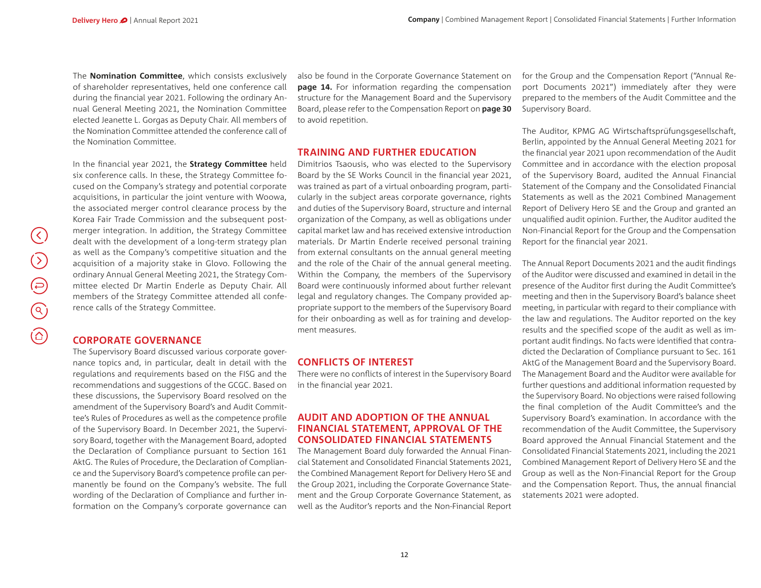The **Nomination Committee**, which consists exclusively of shareholder representatives, held one conference call during the financial year 2021. Following the ordinary Annual General Meeting 2021, the Nomination Committee elected Jeanette L. Gorgas as Deputy Chair. All members of the Nomination Committee attended the conference call of the Nomination Committee.

In the financial year 2021, the **Strategy Committee** held six conference calls. In these, the Strategy Committee focused on the Company's strategy and potential corporate acquisitions, in particular the joint venture with Woowa, the associated merger control clearance process by the Korea Fair Trade Commission and the subsequent post-merger integration. In addition, the Strategy Committee dealt with the development of a long-term strategy plan as well as the Company's competitive situation and the acquisition of a majority stake in Glovo. Following the ordinary Annual General Meeting 2021, the Strategy Committee elected Dr Martin Enderle as Deputy Chair. All members of the Strategy Committee attended all conference calls of the Strategy Committee.

## CORPORATE GOVERNANCE

The Supervisory Board discussed various corporate governance topics and, in particular, dealt in detail with the regulations and requirements based on the FISG and the recommendations and suggestions of the GCGC. Based on these discussions, the Supervisory Board resolved on the amendment of the Supervisory Board's and Audit Committee's Rules of Procedures as well as the competence profile of the Supervisory Board. In December 2021, the Supervisory Board, together with the Management Board, adopted the Declaration of Compliance pursuant to Section 161 AktG. The Rules of Procedure, the Declaration of Compliance and the Supervisory Board's competence profile can permanently be found on the Company's website. The full wording of the Declaration of Compliance and further information on the Company's corporate governance can also be found in the Corporate Governance Statement on **page 14.** For information regarding the compensation structure for the Management Board and the Supervisory Board, please refer to the Compensation Report on **page 30** to avoid repetition.

## TRAINING AND FURTHER EDUCATION

Dimitrios Tsaousis, who was elected to the Supervisory Board by the SE Works Council in the financial year 2021, was trained as part of a virtual onboarding program, particularly in the subject areas corporate governance, rights and duties of the Supervisory Board, structure and internal organization of the Company, as well as obligations under capital market law and has received extensive introduction materials. Dr Martin Enderle received personal training from external consultants on the annual general meeting and the role of the Chair of the annual general meeting. Within the Company, the members of the Supervisory Board were continuously informed about further relevant legal and regulatory changes. The Company provided appropriate support to the members of the Supervisory Board for their onboarding as well as for training and development measures.

## CONFLICTS OF INTEREST

There were no conflicts of interest in the Supervisory Board in the financial year 2021.

## AUDIT AND ADOPTION OF THE ANNUAL FINANCIAL STATEMENT, APPROVAL OF THE CONSOLIDATED FINANCIAL STATEMENTS

The Management Board duly forwarded the Annual Financial Statement and Consolidated Financial Statements 2021, the Combined Management Report for Delivery Hero SE and the Group 2021, including the Corporate Governance Statement and the Group Corporate Governance Statement, as well as the Auditor's reports and the Non-Financial Report for the Group and the Compensation Report ("Annual Report Documents 2021") immediately after they were prepared to the members of the Audit Committee and the Supervisory Board.

The Auditor, KPMG AG Wirtschaftsprüfungsgesellschaft, Berlin, appointed by the Annual General Meeting 2021 for the financial year 2021 upon recommendation of the Audit Committee and in accordance with the election proposal of the Supervisory Board, audited the Annual Financial Statement of the Company and the Consolidated Financial Statements as well as the 2021 Combined Management Report of Delivery Hero SE and the Group and granted an unqualified audit opinion. Further, the Auditor audited the Non-Financial Report for the Group and the Compensation Report for the financial year 2021.

The Annual Report Documents 2021 and the audit findings of the Auditor were discussed and examined in detail in the presence of the Auditor first during the Audit Committee's meeting and then in the Supervisory Board's balance sheet meeting, in particular with regard to their compliance with the law and regulations. The Auditor reported on the key results and the specified scope of the audit as well as important audit findings. No facts were identified that contradicted the Declaration of Compliance pursuant to Sec. 161 AktG of the Management Board and the Supervisory Board. The Management Board and the Auditor were available for further questions and additional information requested by the Supervisory Board. No objections were raised following the final completion of the Audit Committee's and the Supervisory Board's examination. In accordance with the recommendation of the Audit Committee, the Supervisory Board approved the Annual Financial Statement and the Consolidated Financial Statements 2021, including the 2021 Combined Management Report of Delivery Hero SE and the Group as well as the Non-Financial Report for the Group and the Compensation Report. Thus, the annual financial statements 2021 were adopted.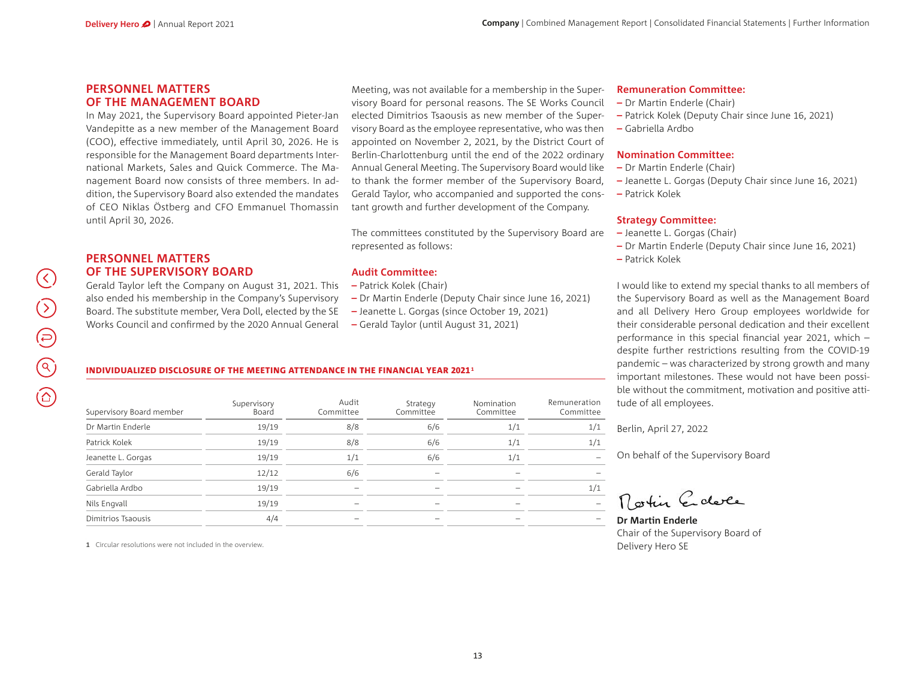## PERSONNEL MATTERS OF THE MANAGEMENT BOARD

In May 2021, the Supervisory Board appointed Pieter-Jan Vandepitte as a new member of the Management Board (COO), effective immediately, until April 30, 2026. He is responsible for the Management Board departments International Markets, Sales and Quick Commerce. The Management Board now consists of three members. In addition, the Supervisory Board also extended the mandates of CEO Niklas Östberg and CFO Emmanuel Thomassin until April 30, 2026.

## PERSONNEL MATTERS OF THE SUPERVISORY BOARD

Gerald Taylor left the Company on August 31, 2021. This also ended his membership in the Company's Supervisory Board. The substitute member, Vera Doll, elected by the SE Works Council and confirmed by the 2020 Annual General Meeting, was not available for a membership in the Supervisory Board for personal reasons. The SE Works Council elected Dimitrios Tsaousis as new member of the Supervisory Board as the employee representative, who was then appointed on November 2, 2021, by the District Court of Berlin-Charlottenburg until the end of the 2022 ordinary Annual General Meeting. The Supervisory Board would like to thank the former member of the Supervisory Board, Gerald Taylor, who accompanied and supported the constant growth and further development of the Company.

The committees constituted by the Supervisory Board are represented as follows:

**Audit Committee:**
- Patrick Kolek (Chair)
- Dr Martin Enderle (Deputy Chair since June 16, 2021)
- Jeanette L. Gorgas (since October 19, 2021)
- Gerald Taylor (until August 31, 2021)

**Remuneration Committee:**
- Dr Martin Enderle (Chair)
- Patrick Kolek (Deputy Chair since June 16, 2021)
- Gabriella Ardbo

**Nomination Committee:**
- Dr Martin Enderle (Chair)
- Jeanette L. Gorgas (Deputy Chair since June 16, 2021)
- Patrick Kolek

**Strategy Committee:**
- Jeanette L. Gorgas (Chair)
- Dr Martin Enderle (Deputy Chair since June 16, 2021)
- Patrick Kolek

**INDIVIDUALIZED DISCLOSURE OF THE MEETING ATTENDANCE IN THE FINANCIAL YEAR 2021[1]**

| Supervisory Board member | Supervisory Board | Audit Committee | Strategy Committee | Nomination Committee | Remuneration Committee |
|---|---|---|---|---|---|
| Dr Martin Enderle | 19/19 | 8/8 | 6/6 | 1/1 | 1/1 |
| Patrick Kolek | 19/19 | 8/8 | 6/6 | 1/1 | 1/1 |
| Jeanette L. Gorgas | 19/19 | 1/1 | 6/6 | 1/1 | – |
| Gerald Taylor | 12/12 | 6/6 | – | – | – |
| Gabriella Ardbo | 19/19 | – | – | – | 1/1 |
| Nils Engvall | 19/19 | – | – | – | – |
| Dimitrios Tsaousis | 4/4 | – | – | – | – |

1 Circular resolutions were not included in the overview.

I would like to extend my special thanks to all members of the Supervisory Board as well as the Management Board and all Delivery Hero Group employees worldwide for their considerable personal dedication and their excellent performance in this special financial year 2021, which – despite further restrictions resulting from the COVID-19 pandemic – was characterized by strong growth and many important milestones. These would not have been possible without the commitment, motivation and positive attitude of all employees.

Berlin, April 27, 2022

On behalf of the Supervisory Board

**Dr Martin Enderle**
Chair of the Supervisory Board of
Delivery Hero SE